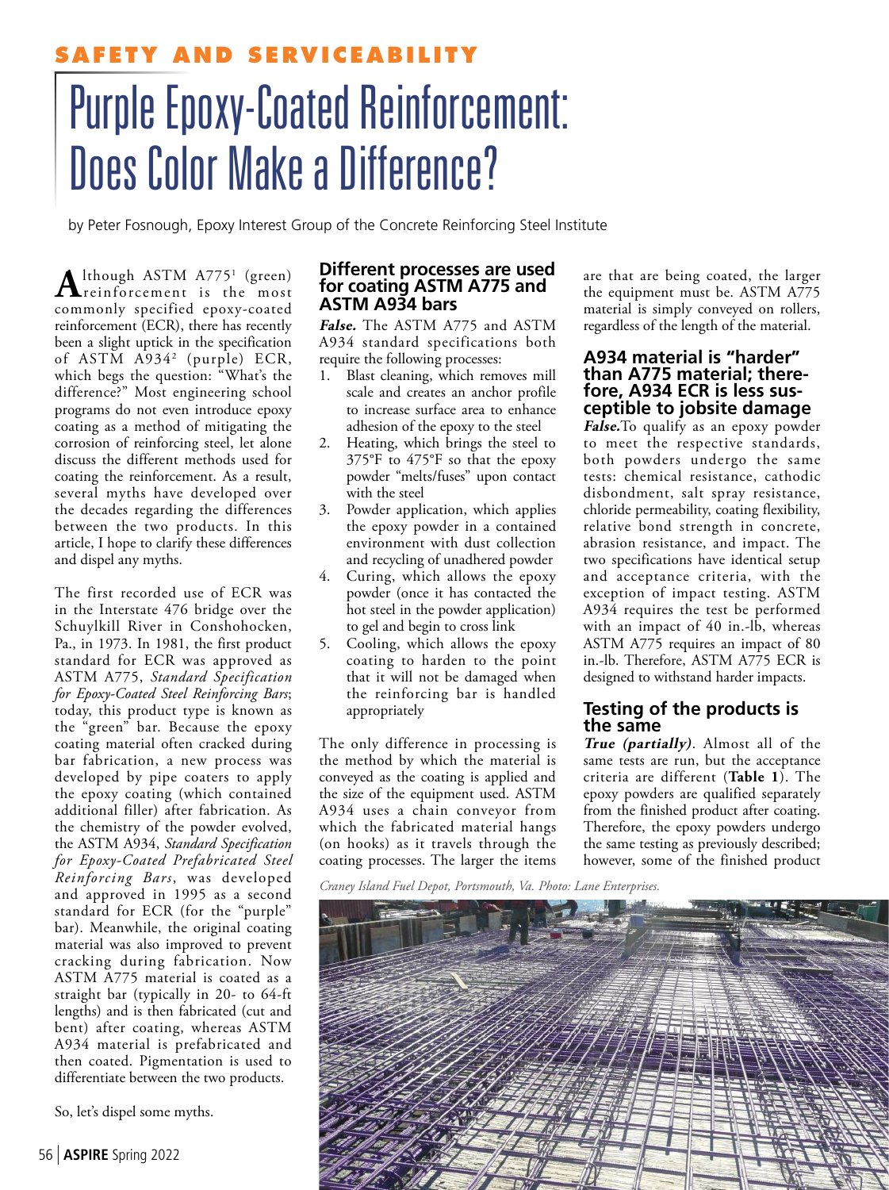SAFETY AND SERVICEABILITY

# Purple Epoxy-Coated Reinforcement: Does Color Make a Difference?

by Peter Fosnough, Epoxy Interest Group of the Concrete Reinforcing Steel Institute

Although ASTM A775[1] (green) reinforcement is the most commonly specified epoxy-coated reinforcement (ECR), there has recently been a slight uptick in the specification of ASTM A934[2] (purple) ECR, which begs the question: "What's the difference?" Most engineering school programs do not even introduce epoxy coating as a method of mitigating the corrosion of reinforcing steel, let alone discuss the different methods used for coating the reinforcement. As a result, several myths have developed over the decades regarding the differences between the two products. In this article, I hope to clarify these differences and dispel any myths.

The first recorded use of ECR was in the Interstate 476 bridge over the Schuylkill River in Conshohocken, Pa., in 1973. In 1981, the first product standard for ECR was approved as ASTM A775, *Standard Specification for Epoxy-Coated Steel Reinforcing Bars*; today, this product type is known as the "green" bar. Because the epoxy coating material often cracked during bar fabrication, a new process was developed by pipe coaters to apply the epoxy coating (which contained additional filler) after fabrication. As the chemistry of the powder evolved, the ASTM A934, *Standard Specification for Epoxy-Coated Prefabricated Steel Reinforcing Bars*, was developed and approved in 1995 as a second standard for ECR (for the "purple" bar). Meanwhile, the original coating material was also improved to prevent cracking during fabrication. Now ASTM A775 material is coated as a straight bar (typically in 20- to 64-ft lengths) and is then fabricated (cut and bent) after coating, whereas ASTM A934 material is prefabricated and then coated. Pigmentation is used to differentiate between the two products.

So, let's dispel some myths.

## Different processes are used for coating ASTM A775 and ASTM A934 bars

***False.*** The ASTM A775 and ASTM A934 standard specifications both require the following processes:

1. Blast cleaning, which removes mill scale and creates an anchor profile to increase surface area to enhance adhesion of the epoxy to the steel
2. Heating, which brings the steel to 375°F to 475°F so that the epoxy powder "melts/fuses" upon contact with the steel
3. Powder application, which applies the epoxy powder in a contained environment with dust collection and recycling of unadhered powder
4. Curing, which allows the epoxy powder (once it has contacted the hot steel in the powder application) to gel and begin to cross link
5. Cooling, which allows the epoxy coating to harden to the point that it will not be damaged when the reinforcing bar is handled appropriately

The only difference in processing is the method by which the material is conveyed as the coating is applied and the size of the equipment used. ASTM A934 uses a chain conveyor from which the fabricated material hangs (on hooks) as it travels through the coating processes. The larger the items are that are being coated, the larger the equipment must be. ASTM A775 material is simply conveyed on rollers, regardless of the length of the material.

## A934 material is "harder" than A775 material; therefore, A934 ECR is less susceptible to jobsite damage

***False.*** To qualify as an epoxy powder to meet the respective standards, both powders undergo the same tests: chemical resistance, cathodic disbondment, salt spray resistance, chloride permeability, coating flexibility, relative bond strength in concrete, abrasion resistance, and impact. The two specifications have identical setup and acceptance criteria, with the exception of impact testing. ASTM A934 requires the test be performed with an impact of 40 in.-lb, whereas ASTM A775 requires an impact of 80 in.-lb. Therefore, ASTM A775 ECR is designed to withstand harder impacts.

## Testing of the products is the same

***True (partially)***. Almost all of the same tests are run, but the acceptance criteria are different (**Table 1**). The epoxy powders are qualified separately from the finished product after coating. Therefore, the epoxy powders undergo the same testing as previously described; however, some of the finished product

*Craney Island Fuel Depot, Portsmouth, Va. Photo: Lane Enterprises.*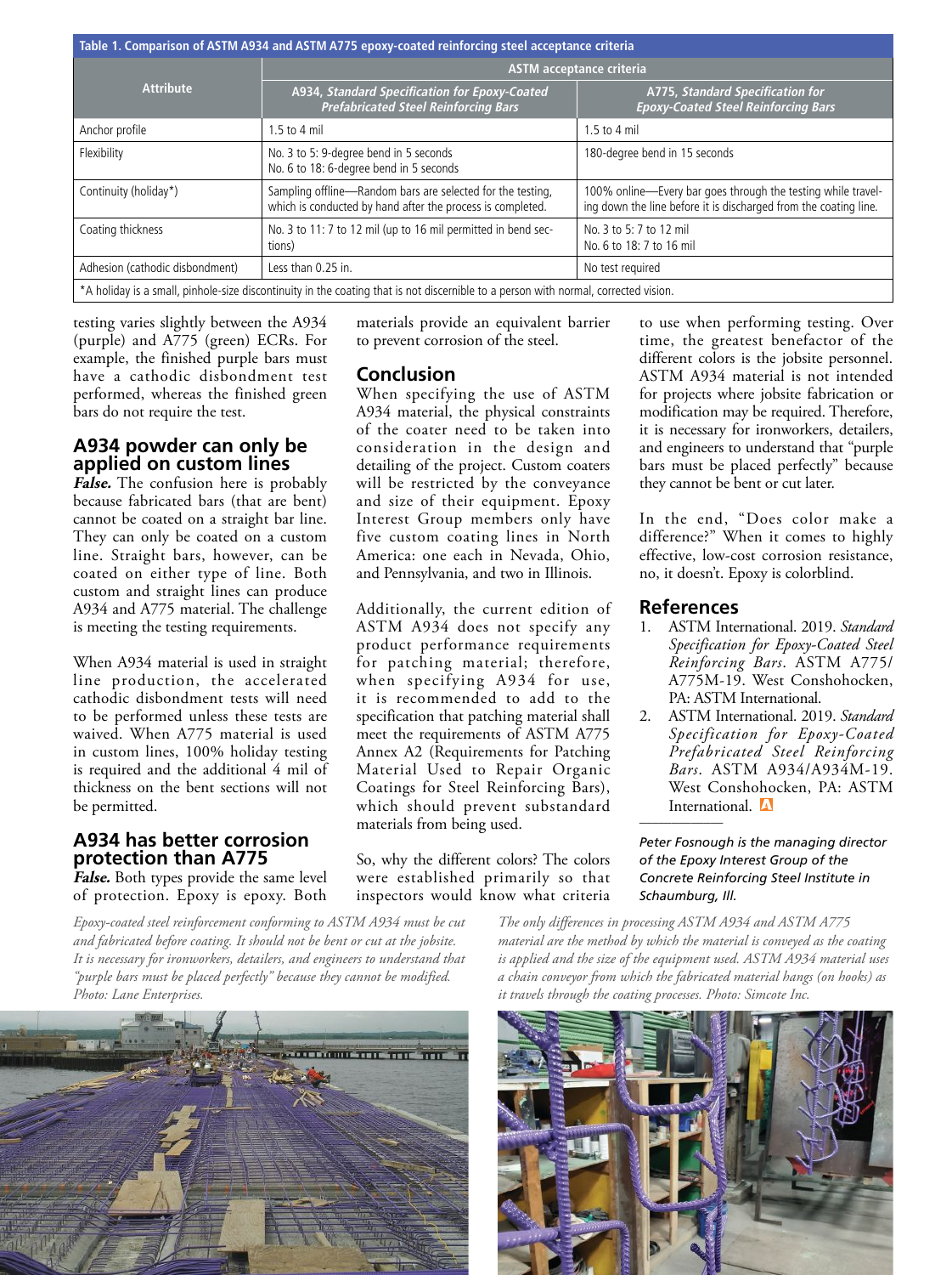**Table 1. Comparison of ASTM A934 and ASTM A775 epoxy-coated reinforcing steel acceptance criteria**

| Attribute | ASTM acceptance criteria | |
|---|---|---|
| | A934, *Standard Specification for Epoxy-Coated Prefabricated Steel Reinforcing Bars* | A775, *Standard Specification for Epoxy-Coated Steel Reinforcing Bars* |
| Anchor profile | 1.5 to 4 mil | 1.5 to 4 mil |
| Flexibility | No. 3 to 5: 9-degree bend in 5 seconds<br>No. 6 to 18: 6-degree bend in 5 seconds | 180-degree bend in 15 seconds |
| Continuity (holiday*) | Sampling offline—Random bars are selected for the testing, which is conducted by hand after the process is completed. | 100% online—Every bar goes through the testing while traveling down the line before it is discharged from the coating line. |
| Coating thickness | No. 3 to 11: 7 to 12 mil (up to 16 mil permitted in bend sections) | No. 3 to 5: 7 to 12 mil<br>No. 6 to 18: 7 to 16 mil |
| Adhesion (cathodic disbondment) | Less than 0.25 in. | No test required |

*A holiday is a small, pinhole-size discontinuity in the coating that is not discernible to a person with normal, corrected vision.

testing varies slightly between the A934 (purple) and A775 (green) ECRs. For example, the finished purple bars must have a cathodic disbondment test performed, whereas the finished green bars do not require the test.

## A934 powder can only be applied on custom lines

***False.*** The confusion here is probably because fabricated bars (that are bent) cannot be coated on a straight bar line. They can only be coated on a custom line. Straight bars, however, can be coated on either type of line. Both custom and straight lines can produce A934 and A775 material. The challenge is meeting the testing requirements.

When A934 material is used in straight line production, the accelerated cathodic disbondment tests will need to be performed unless these tests are waived. When A775 material is used in custom lines, 100% holiday testing is required and the additional 4 mil of thickness on the bent sections will not be permitted.

## A934 has better corrosion protection than A775

***False.*** Both types provide the same level of protection. Epoxy is epoxy. Both materials provide an equivalent barrier to prevent corrosion of the steel.

## Conclusion

When specifying the use of ASTM A934 material, the physical constraints of the coater need to be taken into consideration in the design and detailing of the project. Custom coaters will be restricted by the conveyance and size of their equipment. Epoxy Interest Group members only have five custom coating lines in North America: one each in Nevada, Ohio, and Pennsylvania, and two in Illinois.

Additionally, the current edition of ASTM A934 does not specify any product performance requirements for patching material; therefore, when specifying A934 for use, it is recommended to add to the specification that patching material shall meet the requirements of ASTM A775 Annex A2 (Requirements for Patching Material Used to Repair Organic Coatings for Steel Reinforcing Bars), which should prevent substandard materials from being used.

So, why the different colors? The colors were established primarily so that inspectors would know what criteria to use when performing testing. Over time, the greatest benefactor of the different colors is the jobsite personnel. ASTM A934 material is not intended for projects where jobsite fabrication or modification may be required. Therefore, it is necessary for ironworkers, detailers, and engineers to understand that "purple bars must be placed perfectly" because they cannot be bent or cut later.

In the end, "Does color make a difference?" When it comes to highly effective, low-cost corrosion resistance, no, it doesn't. Epoxy is colorblind.

## References

1. ASTM International. 2019. *Standard Specification for Epoxy-Coated Steel Reinforcing Bars*. ASTM A775/A775M-19. West Conshohocken, PA: ASTM International.
2. ASTM International. 2019. *Standard Specification for Epoxy-Coated Prefabricated Steel Reinforcing Bars*. ASTM A934/A934M-19. West Conshohocken, PA: ASTM International.

---

*Peter Fosnough is the managing director of the Epoxy Interest Group of the Concrete Reinforcing Steel Institute in Schaumburg, Ill.*

*Epoxy-coated steel reinforcement conforming to ASTM A934 must be cut and fabricated before coating. It should not be bent or cut at the jobsite. It is necessary for ironworkers, detailers, and engineers to understand that "purple bars must be placed perfectly" because they cannot be modified. Photo: Lane Enterprises.*

*The only differences in processing ASTM A934 and ASTM A775 material are the method by which the material is conveyed as the coating is applied and the size of the equipment used. ASTM A934 material uses a chain conveyor from which the fabricated material hangs (on hooks) as it travels through the coating processes. Photo: Simcote Inc.*